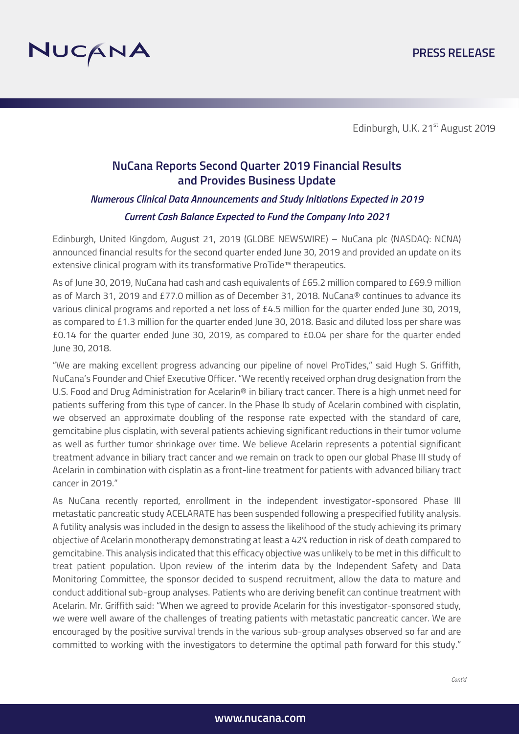Edinburgh, U.K. 21st August 2019

## NuCana Reports Second Quarter 2019 Financial Results and Provides Business Update

### *Numerous Clinical Data Announcements and Study Initiations Expected in 2019*

### *Current Cash Balance Expected to Fund the Company Into 2021*

Edinburgh, United Kingdom, August 21, 2019 (GLOBE NEWSWIRE) – NuCana plc (NASDAQ: NCNA) announced financial results for the second quarter ended June 30, 2019 and provided an update on its extensive clinical program with its transformative ProTide™ therapeutics.

As of June 30, 2019, NuCana had cash and cash equivalents of £65.2 million compared to £69.9 million as of March 31, 2019 and £77.0 million as of December 31, 2018. NuCana® continues to advance its various clinical programs and reported a net loss of £4.5 million for the quarter ended June 30, 2019, as compared to £1.3 million for the quarter ended June 30, 2018. Basic and diluted loss per share was £0.14 for the quarter ended June 30, 2019, as compared to £0.04 per share for the quarter ended June 30, 2018.

"We are making excellent progress advancing our pipeline of novel ProTides," said Hugh S. Griffith, NuCana's Founder and Chief Executive Officer. "We recently received orphan drug designation from the U.S. Food and Drug Administration for Acelarin® in biliary tract cancer. There is a high unmet need for patients suffering from this type of cancer. In the Phase Ib study of Acelarin combined with cisplatin, we observed an approximate doubling of the response rate expected with the standard of care, gemcitabine plus cisplatin, with several patients achieving significant reductions in their tumor volume as well as further tumor shrinkage over time. We believe Acelarin represents a potential significant treatment advance in biliary tract cancer and we remain on track to open our global Phase III study of Acelarin in combination with cisplatin as a front-line treatment for patients with advanced biliary tract cancer in 2019."

As NuCana recently reported, enrollment in the independent investigator-sponsored Phase III metastatic pancreatic study ACELARATE has been suspended following a prespecified futility analysis. A futility analysis was included in the design to assess the likelihood of the study achieving its primary objective of Acelarin monotherapy demonstrating at least a 42% reduction in risk of death compared to gemcitabine. This analysis indicated that this efficacy objective was unlikely to be met in this difficult to treat patient population. Upon review of the interim data by the Independent Safety and Data Monitoring Committee, the sponsor decided to suspend recruitment, allow the data to mature and conduct additional sub-group analyses. Patients who are deriving benefit can continue treatment with Acelarin. Mr. Griffith said: "When we agreed to provide Acelarin for this investigator-sponsored study, we were well aware of the challenges of treating patients with metastatic pancreatic cancer. We are encouraged by the positive survival trends in the various sub-group analyses observed so far and are committed to working with the investigators to determine the optimal path forward for this study."

*Cont'd*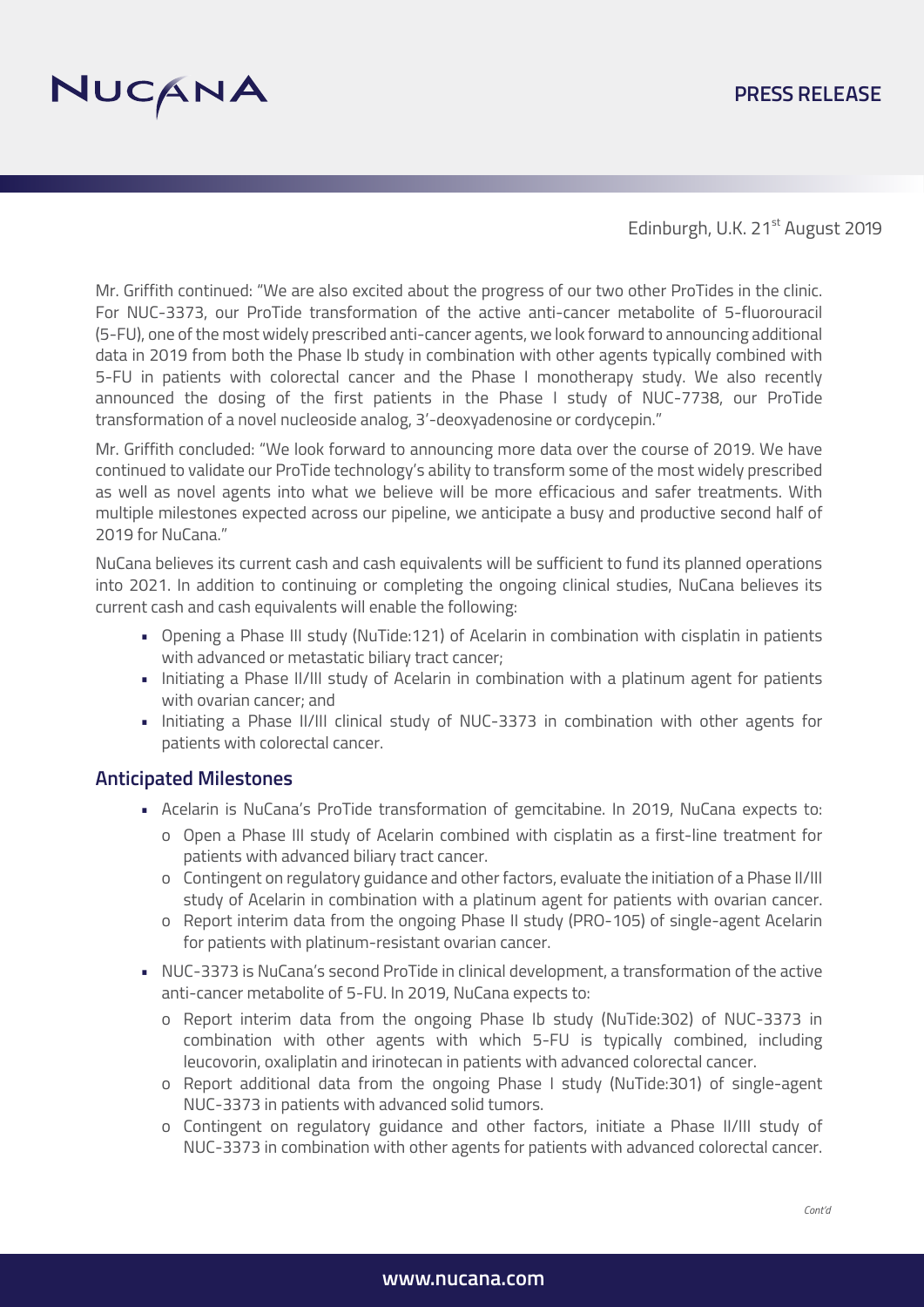Edinburgh, U.K. 21st August 2019

Mr. Griffith continued: "We are also excited about the progress of our two other ProTides in the clinic. For NUC-3373, our ProTide transformation of the active anti-cancer metabolite of 5-fluorouracil (5-FU), one of the most widely prescribed anti-cancer agents, we look forward to announcing additional data in 2019 from both the Phase Ib study in combination with other agents typically combined with 5-FU in patients with colorectal cancer and the Phase I monotherapy study. We also recently announced the dosing of the first patients in the Phase I study of NUC-7738, our ProTide transformation of a novel nucleoside analog, 3'-deoxyadenosine or cordycepin."

Mr. Griffith concluded: "We look forward to announcing more data over the course of 2019. We have continued to validate our ProTide technology's ability to transform some of the most widely prescribed as well as novel agents into what we believe will be more efficacious and safer treatments. With multiple milestones expected across our pipeline, we anticipate a busy and productive second half of 2019 for NuCana."

NuCana believes its current cash and cash equivalents will be sufficient to fund its planned operations into 2021. In addition to continuing or completing the ongoing clinical studies, NuCana believes its current cash and cash equivalents will enable the following:

- Opening a Phase III study (NuTide:121) of Acelarin in combination with cisplatin in patients with advanced or metastatic biliary tract cancer;
- Initiating a Phase II/III study of Acelarin in combination with a platinum agent for patients with ovarian cancer; and
- Initiating a Phase II/III clinical study of NUC-3373 in combination with other agents for patients with colorectal cancer.

## Anticipated Milestones

- Acelarin is NuCana's ProTide transformation of gemcitabine. In 2019, NuCana expects to:
  - Open a Phase III study of Acelarin combined with cisplatin as a first-line treatment for patients with advanced biliary tract cancer.
  - Contingent on regulatory guidance and other factors, evaluate the initiation of a Phase II/III study of Acelarin in combination with a platinum agent for patients with ovarian cancer.
  - Report interim data from the ongoing Phase II study (PRO-105) of single-agent Acelarin for patients with platinum-resistant ovarian cancer.
- NUC-3373 is NuCana's second ProTide in clinical development, a transformation of the active anti-cancer metabolite of 5-FU. In 2019, NuCana expects to:
  - Report interim data from the ongoing Phase Ib study (NuTide:302) of NUC-3373 in combination with other agents with which 5-FU is typically combined, including leucovorin, oxaliplatin and irinotecan in patients with advanced colorectal cancer.
  - Report additional data from the ongoing Phase I study (NuTide:301) of single-agent NUC-3373 in patients with advanced solid tumors.
  - Contingent on regulatory guidance and other factors, initiate a Phase II/III study of NUC-3373 in combination with other agents for patients with advanced colorectal cancer.

*Cont'd*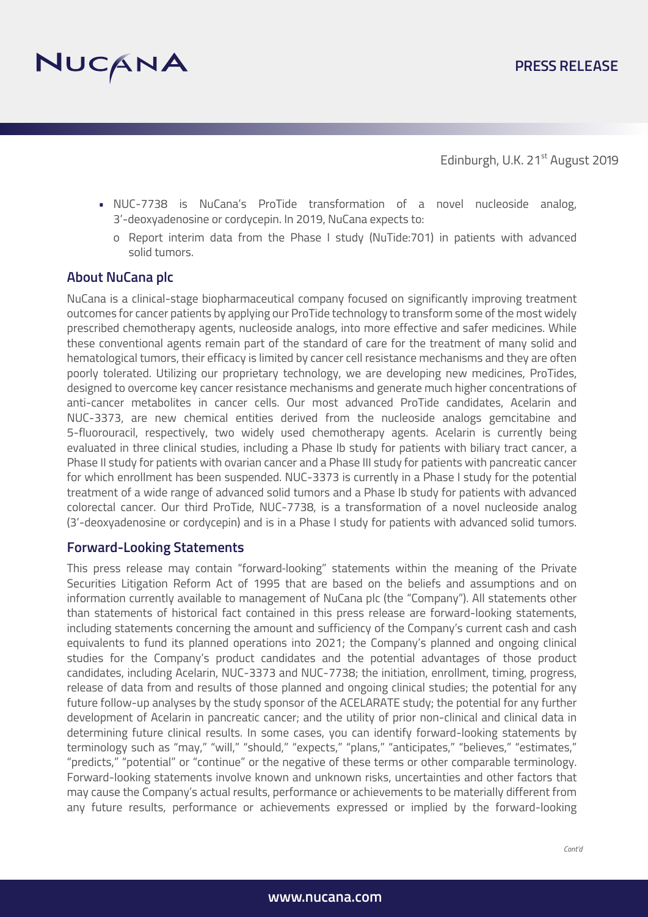Edinburgh, U.K. 21st August 2019

- NUC-7738 is NuCana's ProTide transformation of a novel nucleoside analog, 3'-deoxyadenosine or cordycepin. In 2019, NuCana expects to:
  - Report interim data from the Phase I study (NuTide:701) in patients with advanced solid tumors.

## About NuCana plc

NuCana is a clinical-stage biopharmaceutical company focused on significantly improving treatment outcomes for cancer patients by applying our ProTide technology to transform some of the most widely prescribed chemotherapy agents, nucleoside analogs, into more effective and safer medicines. While these conventional agents remain part of the standard of care for the treatment of many solid and hematological tumors, their efficacy is limited by cancer cell resistance mechanisms and they are often poorly tolerated. Utilizing our proprietary technology, we are developing new medicines, ProTides, designed to overcome key cancer resistance mechanisms and generate much higher concentrations of anti-cancer metabolites in cancer cells. Our most advanced ProTide candidates, Acelarin and NUC-3373, are new chemical entities derived from the nucleoside analogs gemcitabine and 5-fluorouracil, respectively, two widely used chemotherapy agents. Acelarin is currently being evaluated in three clinical studies, including a Phase Ib study for patients with biliary tract cancer, a Phase II study for patients with ovarian cancer and a Phase III study for patients with pancreatic cancer for which enrollment has been suspended. NUC-3373 is currently in a Phase I study for the potential treatment of a wide range of advanced solid tumors and a Phase Ib study for patients with advanced colorectal cancer. Our third ProTide, NUC-7738, is a transformation of a novel nucleoside analog (3'-deoxyadenosine or cordycepin) and is in a Phase I study for patients with advanced solid tumors.

## Forward-Looking Statements

This press release may contain "forward-looking" statements within the meaning of the Private Securities Litigation Reform Act of 1995 that are based on the beliefs and assumptions and on information currently available to management of NuCana plc (the "Company"). All statements other than statements of historical fact contained in this press release are forward-looking statements, including statements concerning the amount and sufficiency of the Company's current cash and cash equivalents to fund its planned operations into 2021; the Company's planned and ongoing clinical studies for the Company's product candidates and the potential advantages of those product candidates, including Acelarin, NUC-3373 and NUC-7738; the initiation, enrollment, timing, progress, release of data from and results of those planned and ongoing clinical studies; the potential for any future follow-up analyses by the study sponsor of the ACELARATE study; the potential for any further development of Acelarin in pancreatic cancer; and the utility of prior non-clinical and clinical data in determining future clinical results. In some cases, you can identify forward-looking statements by terminology such as "may," "will," "should," "expects," "plans," "anticipates," "believes," "estimates," "predicts," "potential" or "continue" or the negative of these terms or other comparable terminology. Forward-looking statements involve known and unknown risks, uncertainties and other factors that may cause the Company's actual results, performance or achievements to be materially different from any future results, performance or achievements expressed or implied by the forward-looking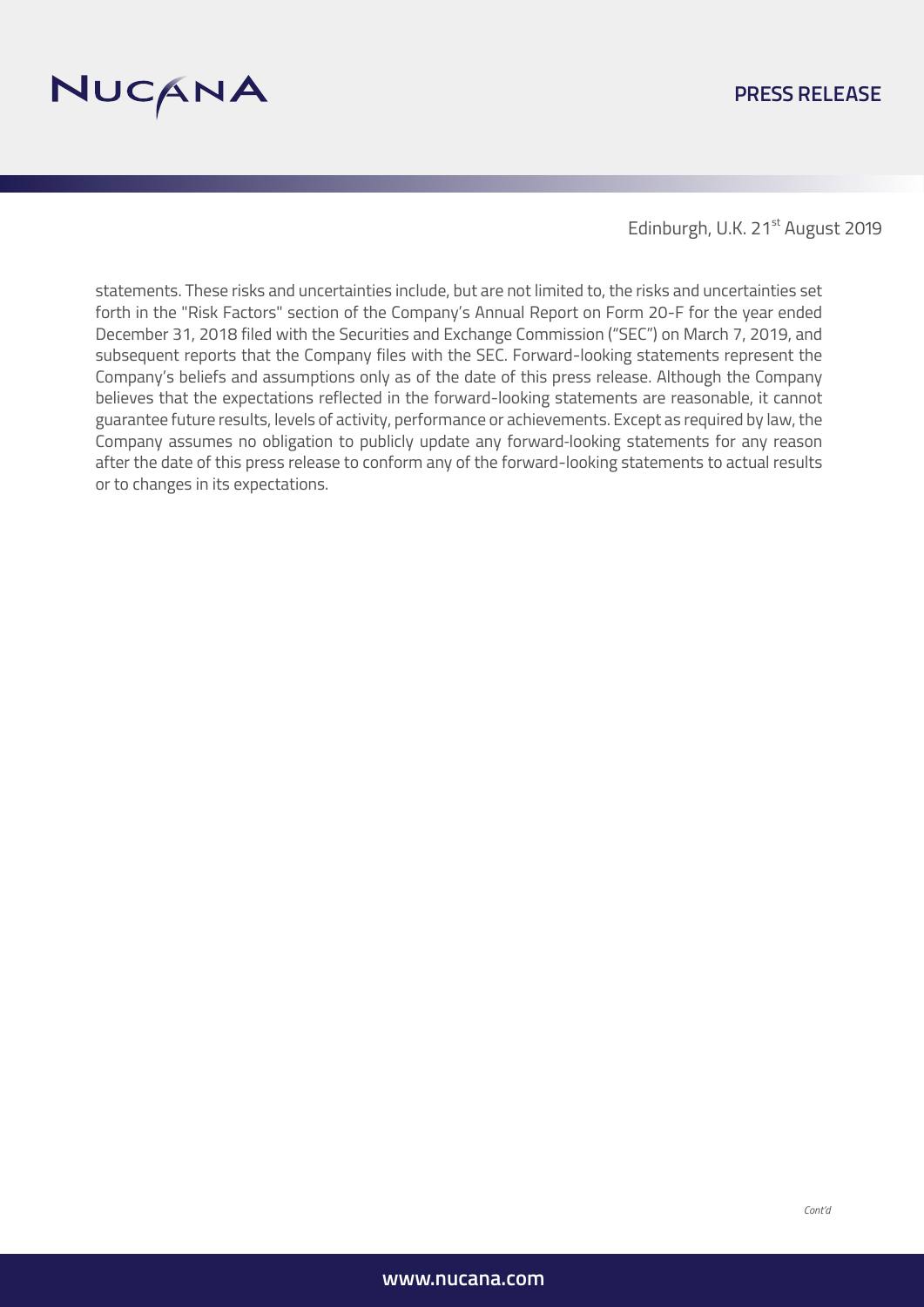statements. These risks and uncertainties include, but are not limited to, the risks and uncertainties set forth in the "Risk Factors" section of the Company's Annual Report on Form 20-F for the year ended December 31, 2018 filed with the Securities and Exchange Commission ("SEC") on March 7, 2019, and subsequent reports that the Company files with the SEC. Forward-looking statements represent the Company's beliefs and assumptions only as of the date of this press release. Although the Company believes that the expectations reflected in the forward-looking statements are reasonable, it cannot guarantee future results, levels of activity, performance or achievements. Except as required by law, the Company assumes no obligation to publicly update any forward-looking statements for any reason after the date of this press release to conform any of the forward-looking statements to actual results or to changes in its expectations.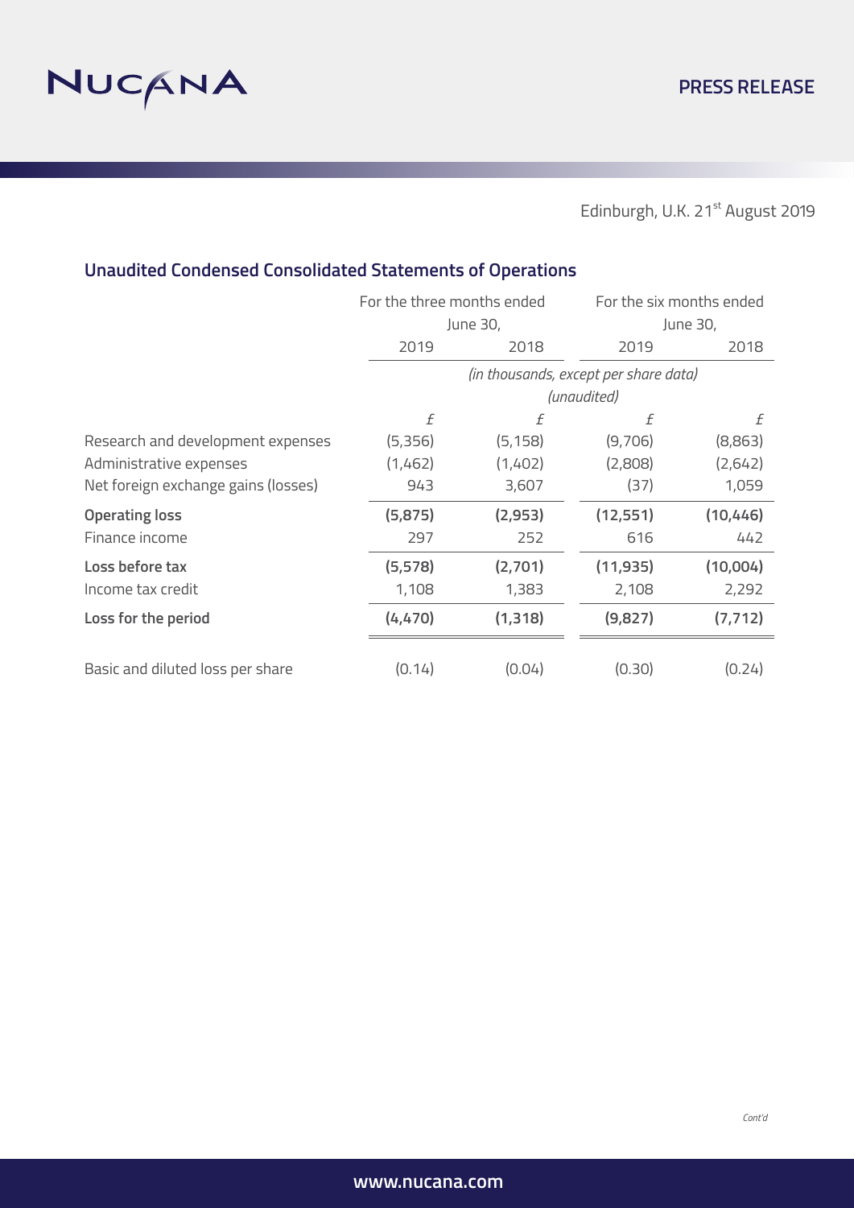Edinburgh, U.K. 21st August 2019

## Unaudited Condensed Consolidated Statements of Operations

| | For the three months ended June 30, | | For the six months ended June 30, | |
|---|---|---|---|---|
| | 2019 | 2018 | 2019 | 2018 |
| | *(in thousands, except per share data)* *(unaudited)* | | | |
| | £ | £ | £ | £ |
| Research and development expenses | (5,356) | (5,158) | (9,706) | (8,863) |
| Administrative expenses | (1,462) | (1,402) | (2,808) | (2,642) |
| Net foreign exchange gains (losses) | 943 | 3,607 | (37) | 1,059 |
| **Operating loss** | **(5,875)** | **(2,953)** | **(12,551)** | **(10,446)** |
| Finance income | 297 | 252 | 616 | 442 |
| **Loss before tax** | **(5,578)** | **(2,701)** | **(11,935)** | **(10,004)** |
| Income tax credit | 1,108 | 1,383 | 2,108 | 2,292 |
| **Loss for the period** | **(4,470)** | **(1,318)** | **(9,827)** | **(7,712)** |
| Basic and diluted loss per share | (0.14) | (0.04) | (0.30) | (0.24) |

*Cont'd*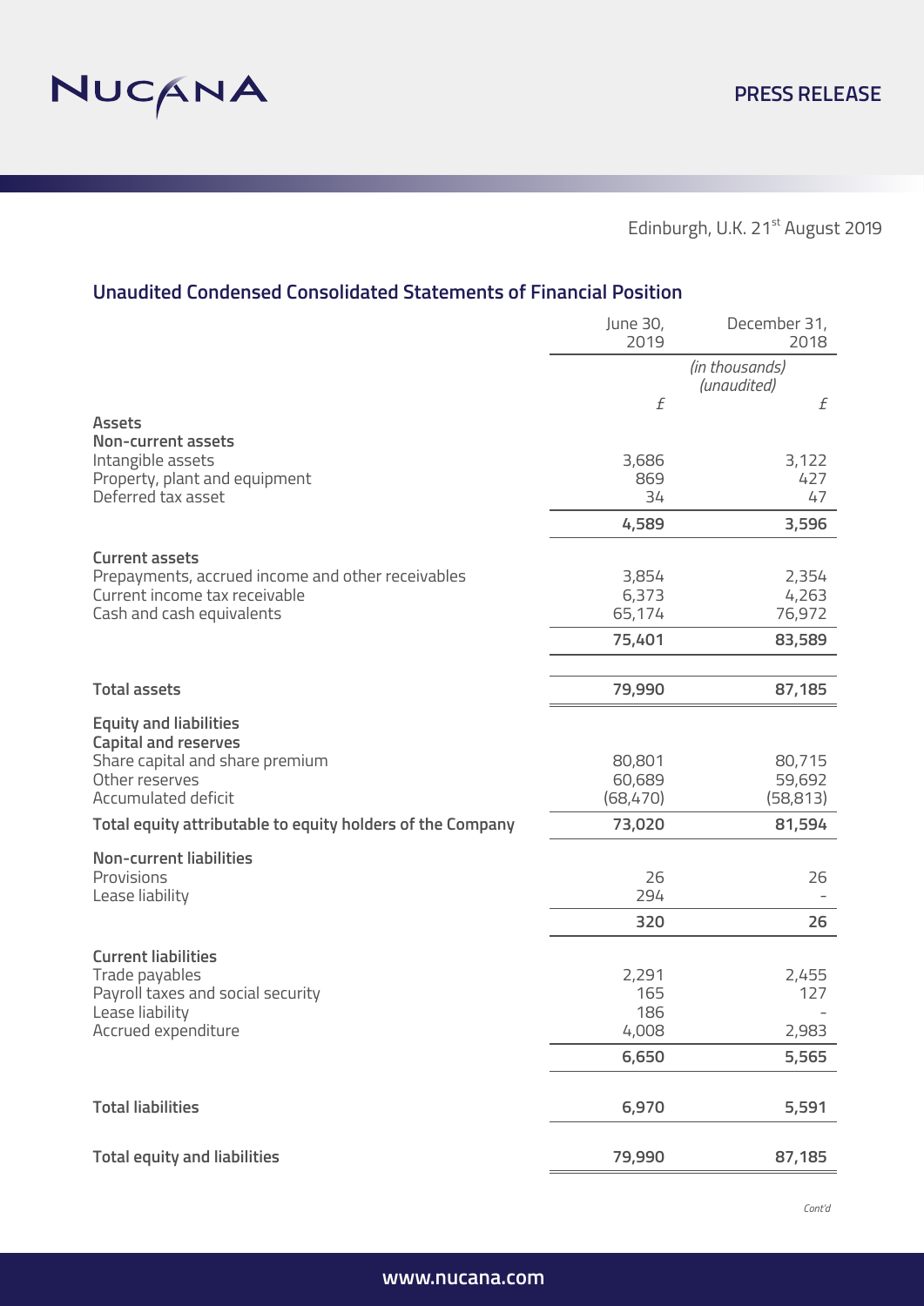Edinburgh, U.K. 21st August 2019

## Unaudited Condensed Consolidated Statements of Financial Position

| | June 30, 2019 | December 31, 2018 |
|---|---|---|
| | *(in thousands) (unaudited)* | |
| | £ | £ |
| **Assets** | | |
| **Non-current assets** | | |
| Intangible assets | 3,686 | 3,122 |
| Property, plant and equipment | 869 | 427 |
| Deferred tax asset | 34 | 47 |
| | **4,589** | **3,596** |
| **Current assets** | | |
| Prepayments, accrued income and other receivables | 3,854 | 2,354 |
| Current income tax receivable | 6,373 | 4,263 |
| Cash and cash equivalents | 65,174 | 76,972 |
| | **75,401** | **83,589** |
| **Total assets** | **79,990** | **87,185** |
| **Equity and liabilities** | | |
| **Capital and reserves** | | |
| Share capital and share premium | 80,801 | 80,715 |
| Other reserves | 60,689 | 59,692 |
| Accumulated deficit | (68,470) | (58,813) |
| **Total equity attributable to equity holders of the Company** | **73,020** | **81,594** |
| **Non-current liabilities** | | |
| Provisions | 26 | 26 |
| Lease liability | 294 | - |
| | **320** | **26** |
| **Current liabilities** | | |
| Trade payables | 2,291 | 2,455 |
| Payroll taxes and social security | 165 | 127 |
| Lease liability | 186 | - |
| Accrued expenditure | 4,008 | 2,983 |
| | **6,650** | **5,565** |
| **Total liabilities** | **6,970** | **5,591** |
| **Total equity and liabilities** | **79,990** | **87,185** |

*Cont'd*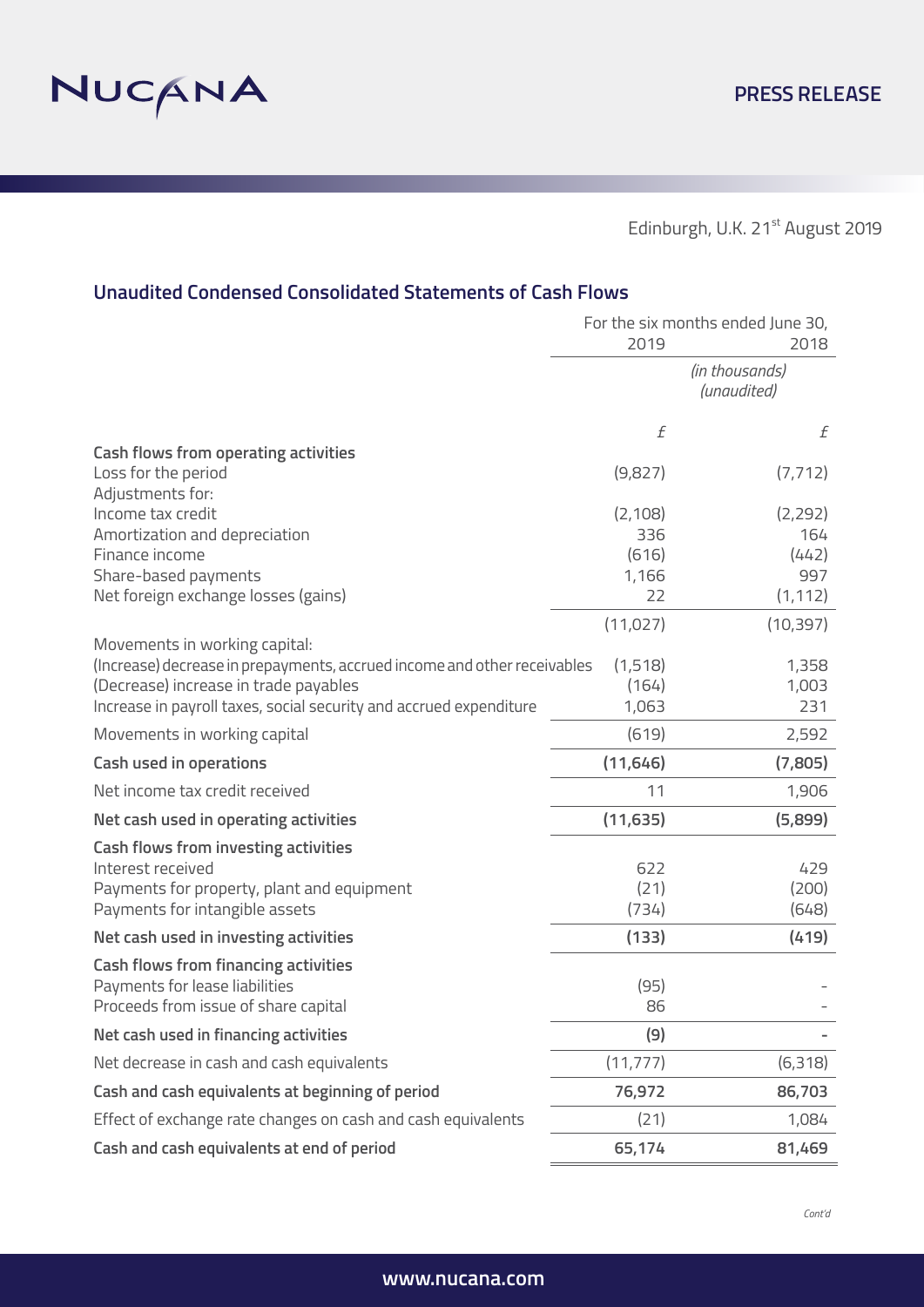NUCANA

PRESS RELEASE

Edinburgh, U.K. 21st August 2019

## Unaudited Condensed Consolidated Statements of Cash Flows

| | For the six months ended June 30, | |
|---|---|---|
| | 2019 | 2018 |
| | *(in thousands)* *(unaudited)* | |
| | £ | £ |
| **Cash flows from operating activities** | | |
| Loss for the period | (9,827) | (7,712) |
| Adjustments for: | | |
| Income tax credit | (2,108) | (2,292) |
| Amortization and depreciation | 336 | 164 |
| Finance income | (616) | (442) |
| Share-based payments | 1,166 | 997 |
| Net foreign exchange losses (gains) | 22 | (1,112) |
| | (11,027) | (10,397) |
| Movements in working capital: | | |
| (Increase) decrease in prepayments, accrued income and other receivables | (1,518) | 1,358 |
| (Decrease) increase in trade payables | (164) | 1,003 |
| Increase in payroll taxes, social security and accrued expenditure | 1,063 | 231 |
| Movements in working capital | (619) | 2,592 |
| **Cash used in operations** | **(11,646)** | **(7,805)** |
| Net income tax credit received | 11 | 1,906 |
| **Net cash used in operating activities** | **(11,635)** | **(5,899)** |
| **Cash flows from investing activities** | | |
| Interest received | 622 | 429 |
| Payments for property, plant and equipment | (21) | (200) |
| Payments for intangible assets | (734) | (648) |
| **Net cash used in investing activities** | **(133)** | **(419)** |
| **Cash flows from financing activities** | | |
| Payments for lease liabilities | (95) | - |
| Proceeds from issue of share capital | 86 | - |
| **Net cash used in financing activities** | **(9)** | **-** |
| Net decrease in cash and cash equivalents | (11,777) | (6,318) |
| **Cash and cash equivalents at beginning of period** | **76,972** | **86,703** |
| Effect of exchange rate changes on cash and cash equivalents | (21) | 1,084 |
| **Cash and cash equivalents at end of period** | **65,174** | **81,469** |

*Cont'd*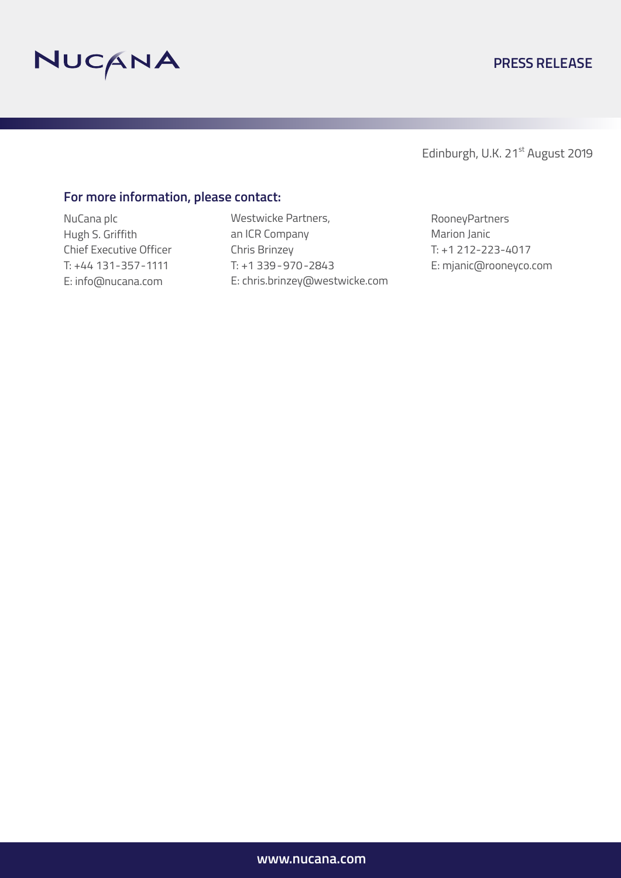Edinburgh, U.K. 21st August 2019

**For more information, please contact:**

NuCana plc
Hugh S. Griffith
Chief Executive Officer
T: +44 131-357-1111
E: info@nucana.com

Westwicke Partners,
an ICR Company
Chris Brinzey
T: +1 339-970-2843
E: chris.brinzey@westwicke.com

RooneyPartners
Marion Janic
T: +1 212-223-4017
E: mjanic@rooneyco.com

www.nucana.com